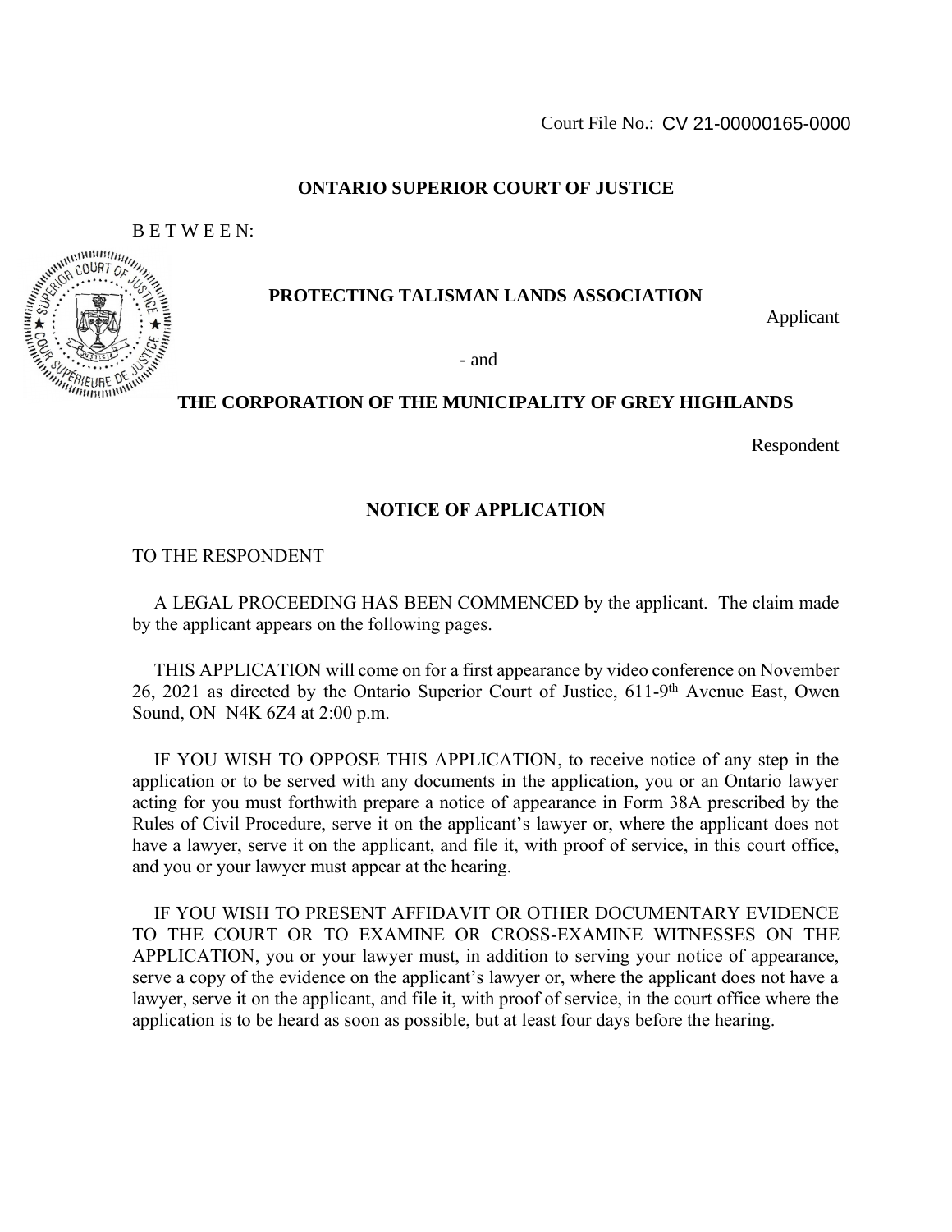Court File No.: CV 21-00000165-0000

**ONTARIO SUPERIOR COURT OF JUSTICE**

B E T W E E N:

**PROTECTING TALISMAN LANDS ASSOCIATION**

Applicant

\- and –

**THE CORPORATION OF THE MUNICIPALITY OF GREY HIGHLANDS**

Respondent

**NOTICE OF APPLICATION**

TO THE RESPONDENT

A LEGAL PROCEEDING HAS BEEN COMMENCED by the applicant. The claim made by the applicant appears on the following pages.

THIS APPLICATION will come on for a first appearance by video conference on November 26, 2021 as directed by the Ontario Superior Court of Justice, 611-9th Avenue East, Owen Sound, ON N4K 6Z4 at 2:00 p.m.

IF YOU WISH TO OPPOSE THIS APPLICATION, to receive notice of any step in the application or to be served with any documents in the application, you or an Ontario lawyer acting for you must forthwith prepare a notice of appearance in Form 38A prescribed by the Rules of Civil Procedure, serve it on the applicant's lawyer or, where the applicant does not have a lawyer, serve it on the applicant, and file it, with proof of service, in this court office, and you or your lawyer must appear at the hearing.

IF YOU WISH TO PRESENT AFFIDAVIT OR OTHER DOCUMENTARY EVIDENCE TO THE COURT OR TO EXAMINE OR CROSS-EXAMINE WITNESSES ON THE APPLICATION, you or your lawyer must, in addition to serving your notice of appearance, serve a copy of the evidence on the applicant's lawyer or, where the applicant does not have a lawyer, serve it on the applicant, and file it, with proof of service, in the court office where the application is to be heard as soon as possible, but at least four days before the hearing.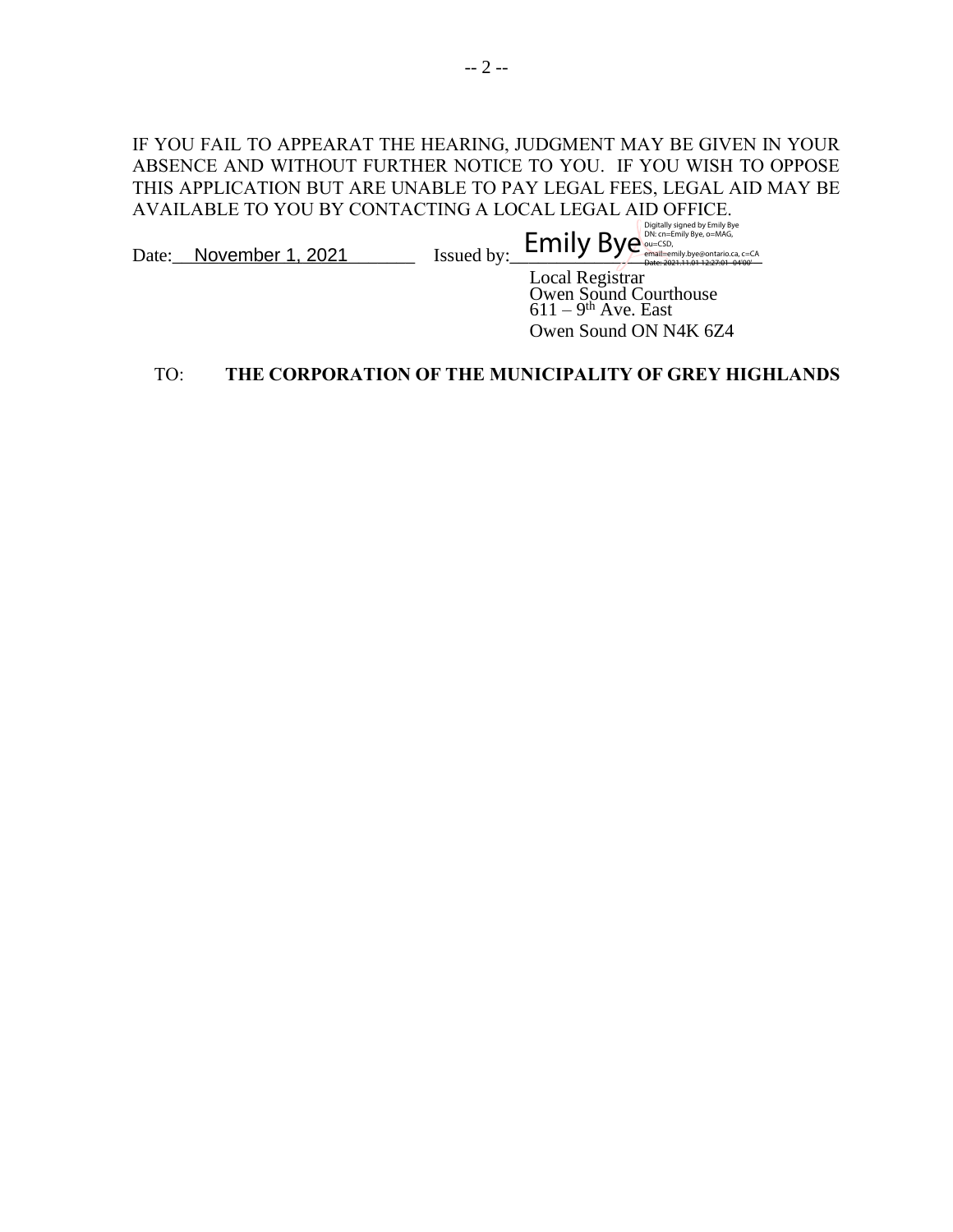IF YOU FAIL TO APPEARAT THE HEARING, JUDGMENT MAY BE GIVEN IN YOUR ABSENCE AND WITHOUT FURTHER NOTICE TO YOU. IF YOU WISH TO OPPOSE THIS APPLICATION BUT ARE UNABLE TO PAY LEGAL FEES, LEGAL AID MAY BE AVAILABLE TO YOU BY CONTACTING A LOCAL LEGAL AID OFFICE.

Date: November 1, 2021 Issued by: Emily Bye

Digitally signed by Emily Bye
DN: cn=Emily Bye, o=MAG, ou=CSD, email=emily.bye@ontario.ca, c=CA
Date: 2021.11.01 12:27:01 -04'00'

Local Registrar
Owen Sound Courthouse
611 – 9th Ave. East
Owen Sound ON N4K 6Z4

TO: **THE CORPORATION OF THE MUNICIPALITY OF GREY HIGHLANDS**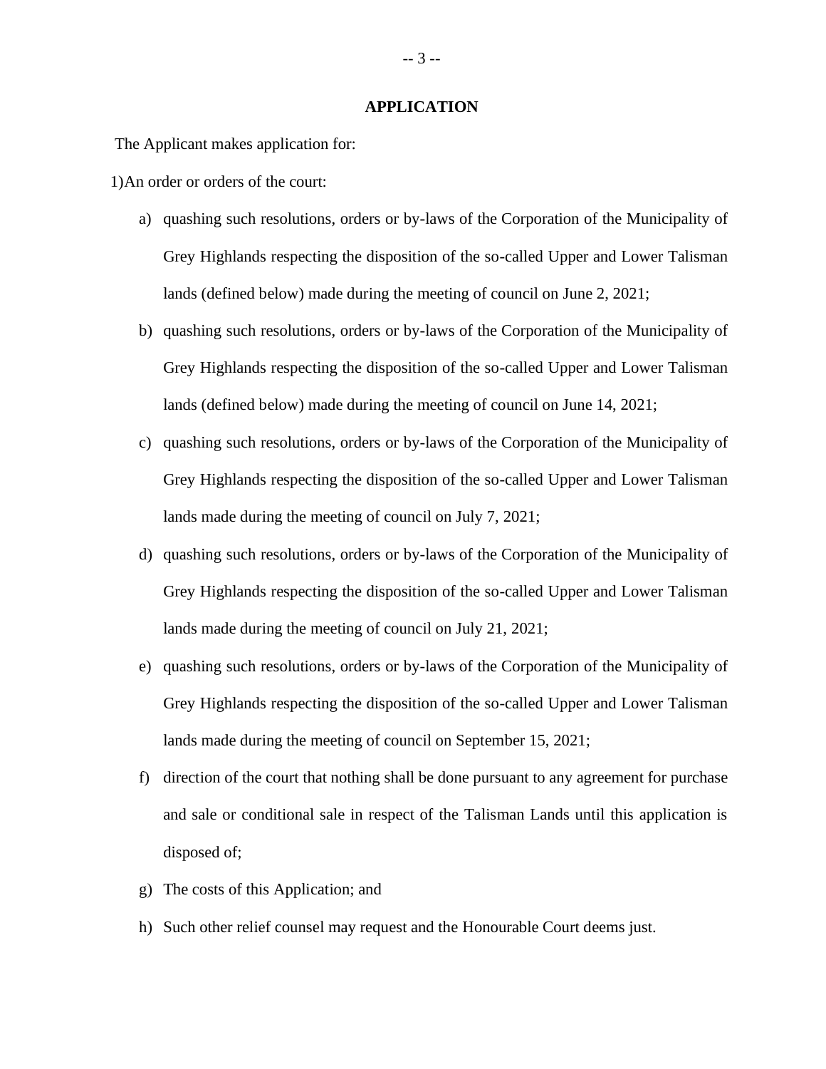## APPLICATION

The Applicant makes application for:

1) An order or orders of the court:

a) quashing such resolutions, orders or by-laws of the Corporation of the Municipality of Grey Highlands respecting the disposition of the so-called Upper and Lower Talisman lands (defined below) made during the meeting of council on June 2, 2021;

b) quashing such resolutions, orders or by-laws of the Corporation of the Municipality of Grey Highlands respecting the disposition of the so-called Upper and Lower Talisman lands (defined below) made during the meeting of council on June 14, 2021;

c) quashing such resolutions, orders or by-laws of the Corporation of the Municipality of Grey Highlands respecting the disposition of the so-called Upper and Lower Talisman lands made during the meeting of council on July 7, 2021;

d) quashing such resolutions, orders or by-laws of the Corporation of the Municipality of Grey Highlands respecting the disposition of the so-called Upper and Lower Talisman lands made during the meeting of council on July 21, 2021;

e) quashing such resolutions, orders or by-laws of the Corporation of the Municipality of Grey Highlands respecting the disposition of the so-called Upper and Lower Talisman lands made during the meeting of council on September 15, 2021;

f) direction of the court that nothing shall be done pursuant to any agreement for purchase and sale or conditional sale in respect of the Talisman Lands until this application is disposed of;

g) The costs of this Application; and

h) Such other relief counsel may request and the Honourable Court deems just.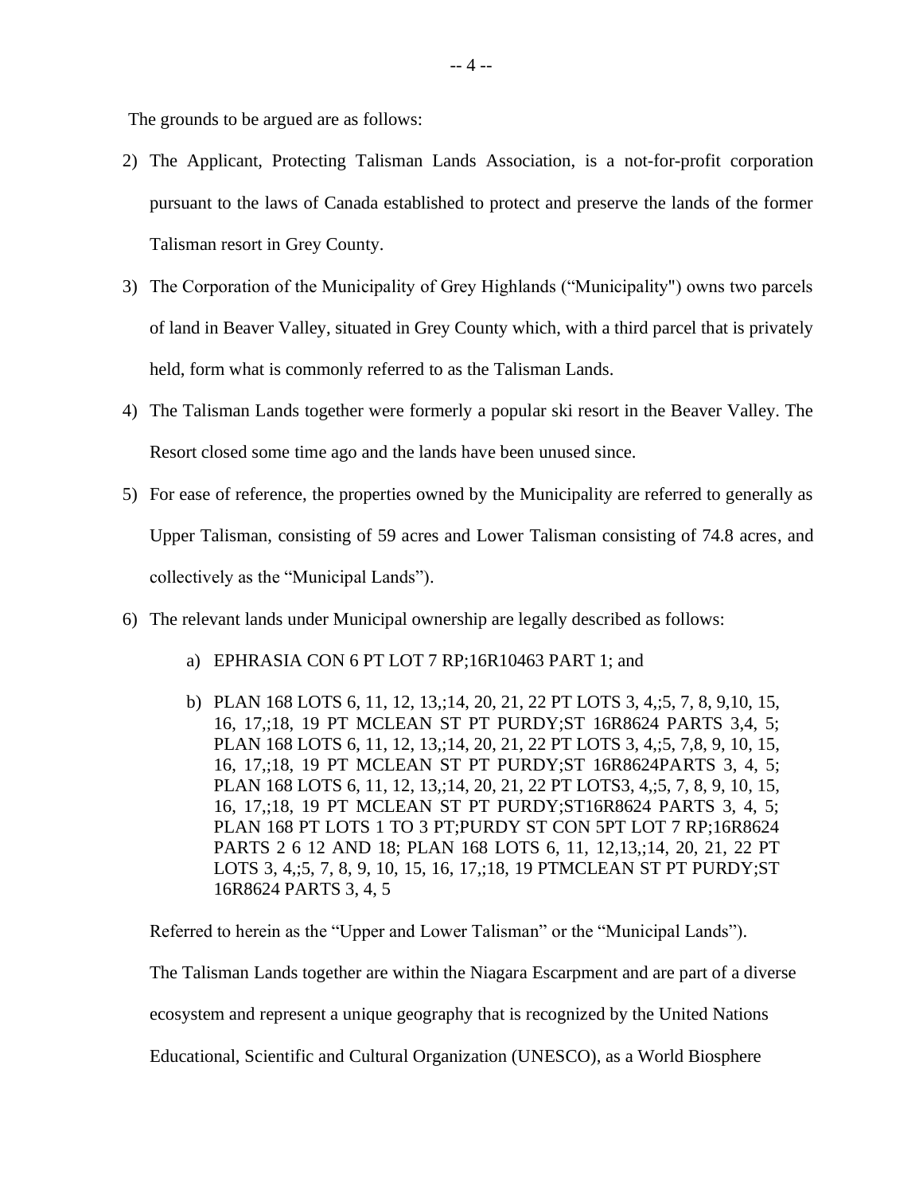The grounds to be argued are as follows:

2) The Applicant, Protecting Talisman Lands Association, is a not-for-profit corporation pursuant to the laws of Canada established to protect and preserve the lands of the former Talisman resort in Grey County.

3) The Corporation of the Municipality of Grey Highlands ("Municipality") owns two parcels of land in Beaver Valley, situated in Grey County which, with a third parcel that is privately held, form what is commonly referred to as the Talisman Lands.

4) The Talisman Lands together were formerly a popular ski resort in the Beaver Valley. The Resort closed some time ago and the lands have been unused since.

5) For ease of reference, the properties owned by the Municipality are referred to generally as Upper Talisman, consisting of 59 acres and Lower Talisman consisting of 74.8 acres, and collectively as the "Municipal Lands").

6) The relevant lands under Municipal ownership are legally described as follows:

    a) EPHRASIA CON 6 PT LOT 7 RP;16R10463 PART 1; and

    b) PLAN 168 LOTS 6, 11, 12, 13,;14, 20, 21, 22 PT LOTS 3, 4,;5, 7, 8, 9,10, 15, 16, 17,;18, 19 PT MCLEAN ST PT PURDY;ST 16R8624 PARTS 3,4, 5; PLAN 168 LOTS 6, 11, 12, 13,;14, 20, 21, 22 PT LOTS 3, 4,;5, 7,8, 9, 10, 15, 16, 17,;18, 19 PT MCLEAN ST PT PURDY;ST 16R8624PARTS 3, 4, 5; PLAN 168 LOTS 6, 11, 12, 13,;14, 20, 21, 22 PT LOTS3, 4,;5, 7, 8, 9, 10, 15, 16, 17,;18, 19 PT MCLEAN ST PT PURDY;ST16R8624 PARTS 3, 4, 5; PLAN 168 PT LOTS 1 TO 3 PT;PURDY ST CON 5PT LOT 7 RP;16R8624 PARTS 2 6 12 AND 18; PLAN 168 LOTS 6, 11, 12,13,;14, 20, 21, 22 PT LOTS 3, 4,;5, 7, 8, 9, 10, 15, 16, 17,;18, 19 PTMCLEAN ST PT PURDY;ST 16R8624 PARTS 3, 4, 5

    Referred to herein as the "Upper and Lower Talisman" or the "Municipal Lands").

    The Talisman Lands together are within the Niagara Escarpment and are part of a diverse ecosystem and represent a unique geography that is recognized by the United Nations Educational, Scientific and Cultural Organization (UNESCO), as a World Biosphere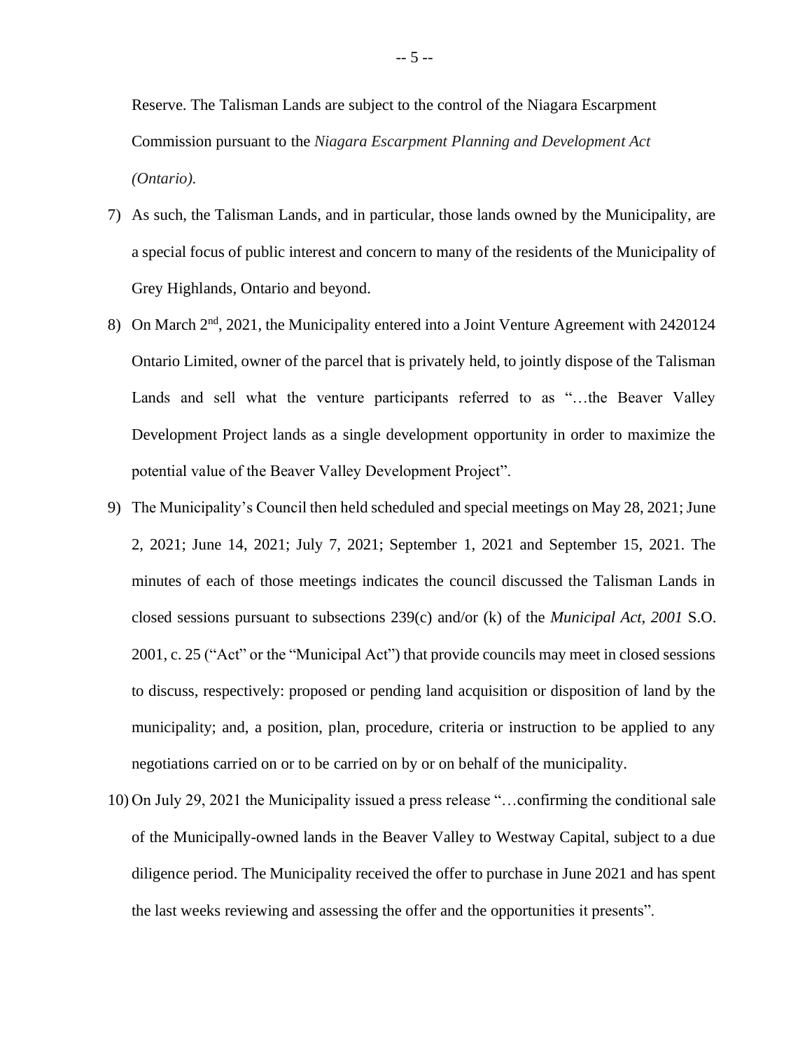Reserve. The Talisman Lands are subject to the control of the Niagara Escarpment Commission pursuant to the *Niagara Escarpment Planning and Development Act (Ontario).*

7) As such, the Talisman Lands, and in particular, those lands owned by the Municipality, are a special focus of public interest and concern to many of the residents of the Municipality of Grey Highlands, Ontario and beyond.

8) On March 2nd, 2021, the Municipality entered into a Joint Venture Agreement with 2420124 Ontario Limited, owner of the parcel that is privately held, to jointly dispose of the Talisman Lands and sell what the venture participants referred to as "…the Beaver Valley Development Project lands as a single development opportunity in order to maximize the potential value of the Beaver Valley Development Project".

9) The Municipality's Council then held scheduled and special meetings on May 28, 2021; June 2, 2021; June 14, 2021; July 7, 2021; September 1, 2021 and September 15, 2021. The minutes of each of those meetings indicates the council discussed the Talisman Lands in closed sessions pursuant to subsections 239(c) and/or (k) of the *Municipal Act, 2001* S.O. 2001, c. 25 ("Act" or the "Municipal Act") that provide councils may meet in closed sessions to discuss, respectively: proposed or pending land acquisition or disposition of land by the municipality; and, a position, plan, procedure, criteria or instruction to be applied to any negotiations carried on or to be carried on by or on behalf of the municipality.

10) On July 29, 2021 the Municipality issued a press release "…confirming the conditional sale of the Municipally-owned lands in the Beaver Valley to Westway Capital, subject to a due diligence period. The Municipality received the offer to purchase in June 2021 and has spent the last weeks reviewing and assessing the offer and the opportunities it presents".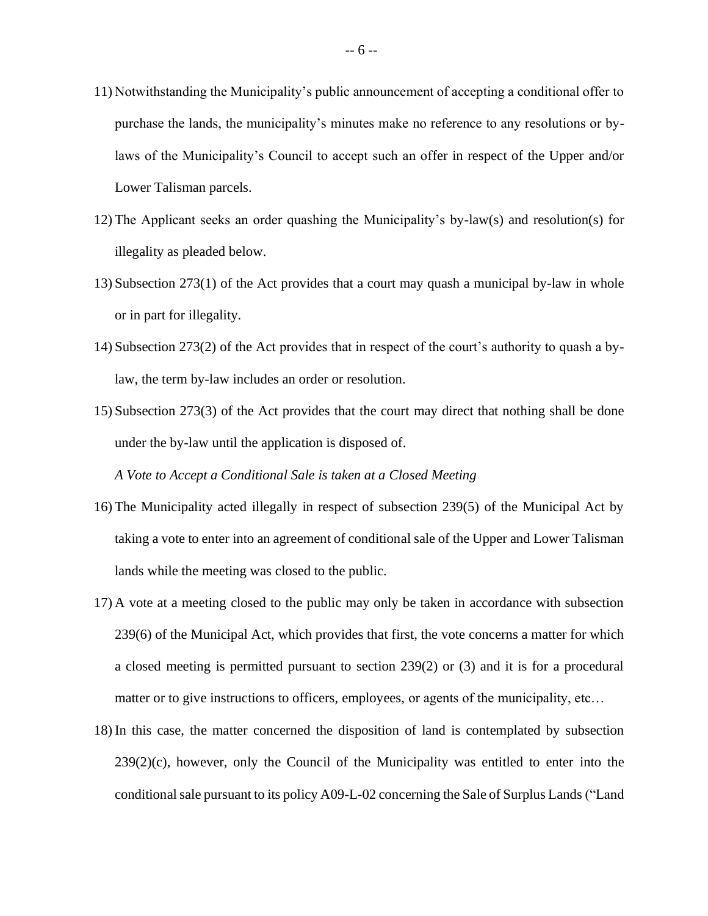11) Notwithstanding the Municipality's public announcement of accepting a conditional offer to purchase the lands, the municipality's minutes make no reference to any resolutions or by-laws of the Municipality's Council to accept such an offer in respect of the Upper and/or Lower Talisman parcels.

12) The Applicant seeks an order quashing the Municipality's by-law(s) and resolution(s) for illegality as pleaded below.

13) Subsection 273(1) of the Act provides that a court may quash a municipal by-law in whole or in part for illegality.

14) Subsection 273(2) of the Act provides that in respect of the court's authority to quash a by-law, the term by-law includes an order or resolution.

15) Subsection 273(3) of the Act provides that the court may direct that nothing shall be done under the by-law until the application is disposed of.

*A Vote to Accept a Conditional Sale is taken at a Closed Meeting*

16) The Municipality acted illegally in respect of subsection 239(5) of the Municipal Act by taking a vote to enter into an agreement of conditional sale of the Upper and Lower Talisman lands while the meeting was closed to the public.

17) A vote at a meeting closed to the public may only be taken in accordance with subsection 239(6) of the Municipal Act, which provides that first, the vote concerns a matter for which a closed meeting is permitted pursuant to section 239(2) or (3) and it is for a procedural matter or to give instructions to officers, employees, or agents of the municipality, etc…

18) In this case, the matter concerned the disposition of land is contemplated by subsection 239(2)(c), however, only the Council of the Municipality was entitled to enter into the conditional sale pursuant to its policy A09-L-02 concerning the Sale of Surplus Lands ("Land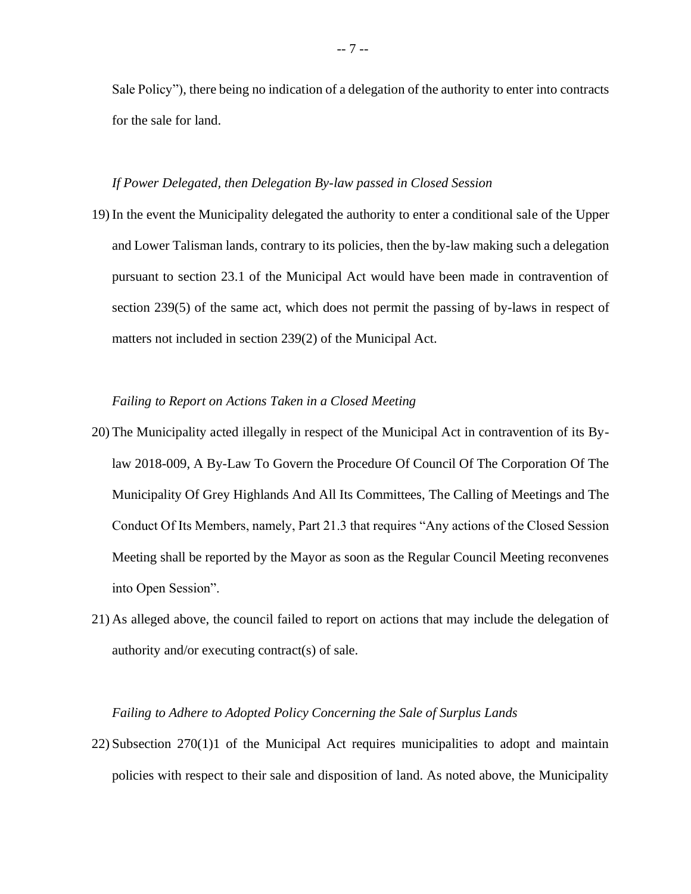Sale Policy"), there being no indication of a delegation of the authority to enter into contracts for the sale for land.

*If Power Delegated, then Delegation By-law passed in Closed Session*

19) In the event the Municipality delegated the authority to enter a conditional sale of the Upper and Lower Talisman lands, contrary to its policies, then the by-law making such a delegation pursuant to section 23.1 of the Municipal Act would have been made in contravention of section 239(5) of the same act, which does not permit the passing of by-laws in respect of matters not included in section 239(2) of the Municipal Act.

*Failing to Report on Actions Taken in a Closed Meeting*

20) The Municipality acted illegally in respect of the Municipal Act in contravention of its By-law 2018-009, A By-Law To Govern the Procedure Of Council Of The Corporation Of The Municipality Of Grey Highlands And All Its Committees, The Calling of Meetings and The Conduct Of Its Members, namely, Part 21.3 that requires "Any actions of the Closed Session Meeting shall be reported by the Mayor as soon as the Regular Council Meeting reconvenes into Open Session".

21) As alleged above, the council failed to report on actions that may include the delegation of authority and/or executing contract(s) of sale.

*Failing to Adhere to Adopted Policy Concerning the Sale of Surplus Lands*

22) Subsection 270(1)1 of the Municipal Act requires municipalities to adopt and maintain policies with respect to their sale and disposition of land. As noted above, the Municipality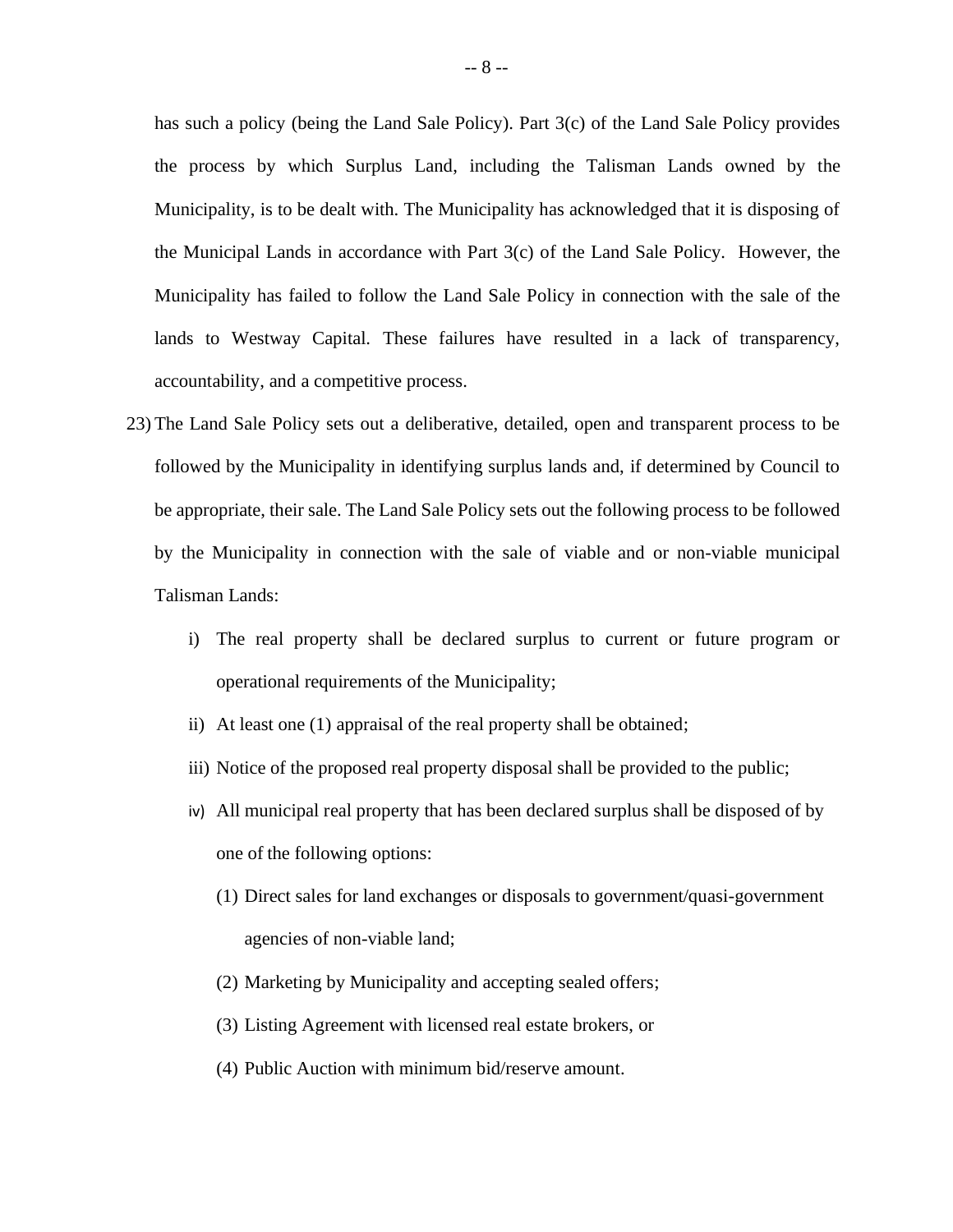has such a policy (being the Land Sale Policy). Part 3(c) of the Land Sale Policy provides the process by which Surplus Land, including the Talisman Lands owned by the Municipality, is to be dealt with. The Municipality has acknowledged that it is disposing of the Municipal Lands in accordance with Part 3(c) of the Land Sale Policy. However, the Municipality has failed to follow the Land Sale Policy in connection with the sale of the lands to Westway Capital. These failures have resulted in a lack of transparency, accountability, and a competitive process.

23) The Land Sale Policy sets out a deliberative, detailed, open and transparent process to be followed by the Municipality in identifying surplus lands and, if determined by Council to be appropriate, their sale. The Land Sale Policy sets out the following process to be followed by the Municipality in connection with the sale of viable and or non-viable municipal Talisman Lands:

   i) The real property shall be declared surplus to current or future program or operational requirements of the Municipality;

   ii) At least one (1) appraisal of the real property shall be obtained;

   iii) Notice of the proposed real property disposal shall be provided to the public;

   iv) All municipal real property that has been declared surplus shall be disposed of by one of the following options:

      (1) Direct sales for land exchanges or disposals to government/quasi-government agencies of non-viable land;

      (2) Marketing by Municipality and accepting sealed offers;

      (3) Listing Agreement with licensed real estate brokers, or

      (4) Public Auction with minimum bid/reserve amount.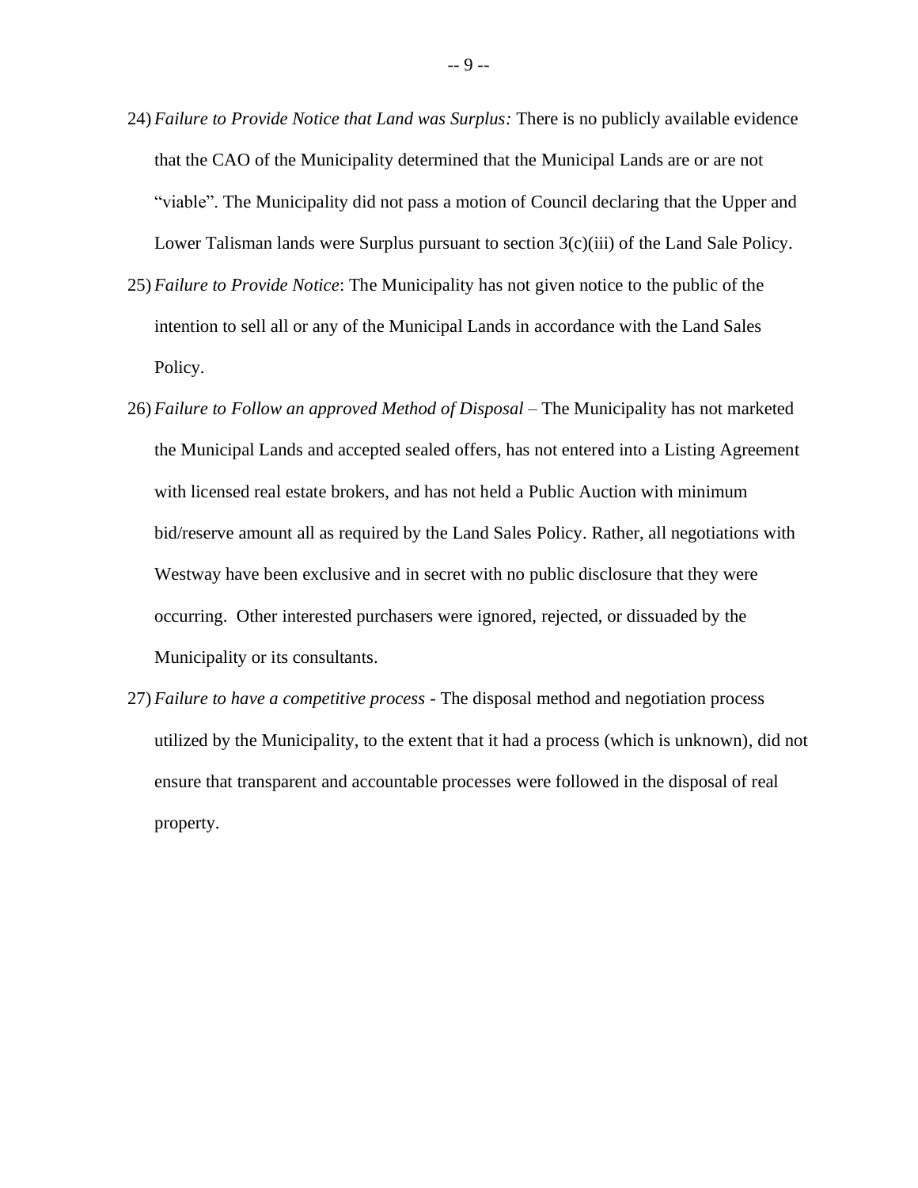24) *Failure to Provide Notice that Land was Surplus:* There is no publicly available evidence that the CAO of the Municipality determined that the Municipal Lands are or are not "viable". The Municipality did not pass a motion of Council declaring that the Upper and Lower Talisman lands were Surplus pursuant to section 3(c)(iii) of the Land Sale Policy.

25) *Failure to Provide Notice*: The Municipality has not given notice to the public of the intention to sell all or any of the Municipal Lands in accordance with the Land Sales Policy.

26) *Failure to Follow an approved Method of Disposal* – The Municipality has not marketed the Municipal Lands and accepted sealed offers, has not entered into a Listing Agreement with licensed real estate brokers, and has not held a Public Auction with minimum bid/reserve amount all as required by the Land Sales Policy. Rather, all negotiations with Westway have been exclusive and in secret with no public disclosure that they were occurring. Other interested purchasers were ignored, rejected, or dissuaded by the Municipality or its consultants.

27) *Failure to have a competitive process* - The disposal method and negotiation process utilized by the Municipality, to the extent that it had a process (which is unknown), did not ensure that transparent and accountable processes were followed in the disposal of real property.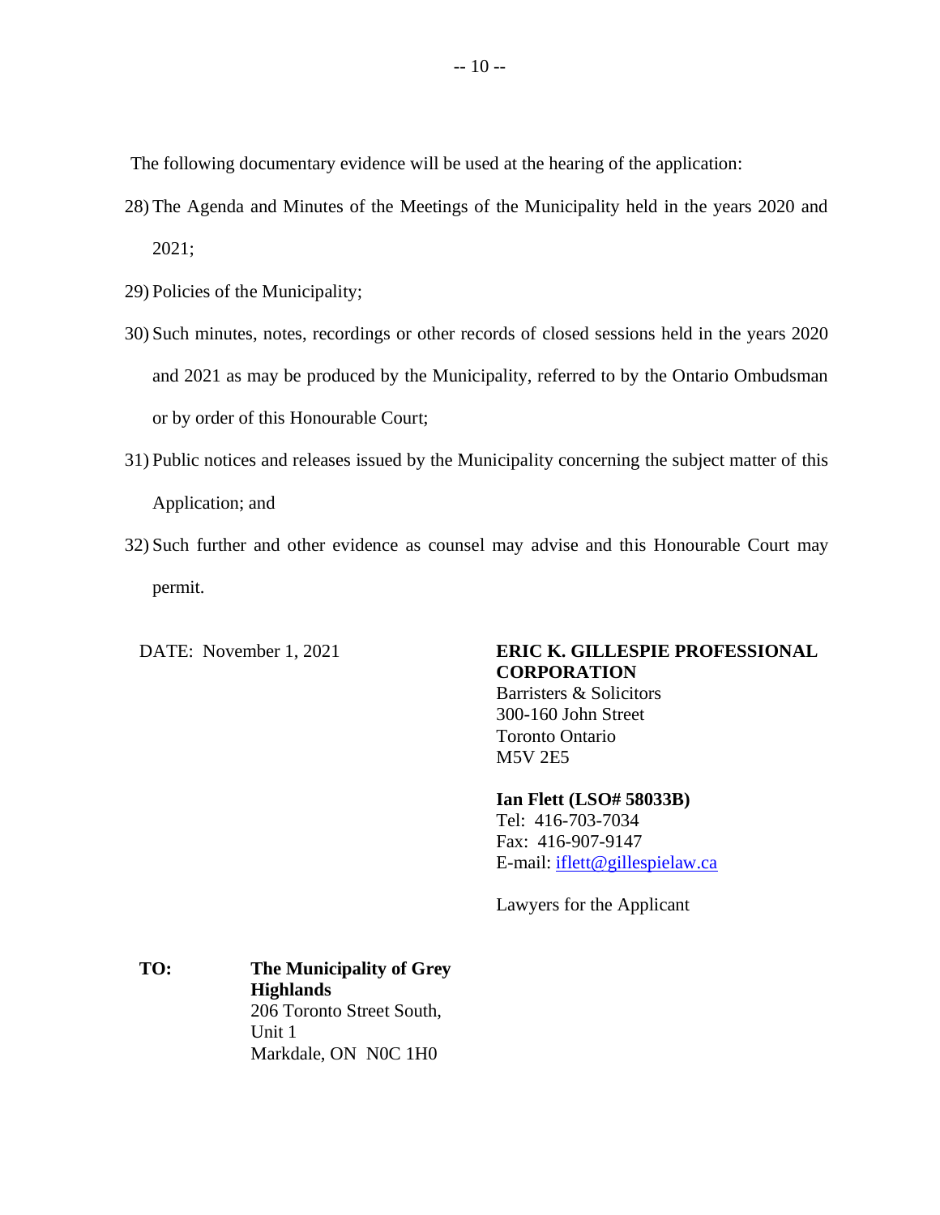The following documentary evidence will be used at the hearing of the application:

28) The Agenda and Minutes of the Meetings of the Municipality held in the years 2020 and 2021;

29) Policies of the Municipality;

30) Such minutes, notes, recordings or other records of closed sessions held in the years 2020 and 2021 as may be produced by the Municipality, referred to by the Ontario Ombudsman or by order of this Honourable Court;

31) Public notices and releases issued by the Municipality concerning the subject matter of this Application; and

32) Such further and other evidence as counsel may advise and this Honourable Court may permit.

DATE: November 1, 2021

**ERIC K. GILLESPIE PROFESSIONAL CORPORATION**
Barristers & Solicitors
300-160 John Street
Toronto Ontario
M5V 2E5

**Ian Flett (LSO# 58033B)**
Tel: 416-703-7034
Fax: 416-907-9147
E-mail: iflett@gillespielaw.ca

Lawyers for the Applicant

**TO:** **The Municipality of Grey Highlands**
206 Toronto Street South, Unit 1
Markdale, ON N0C 1H0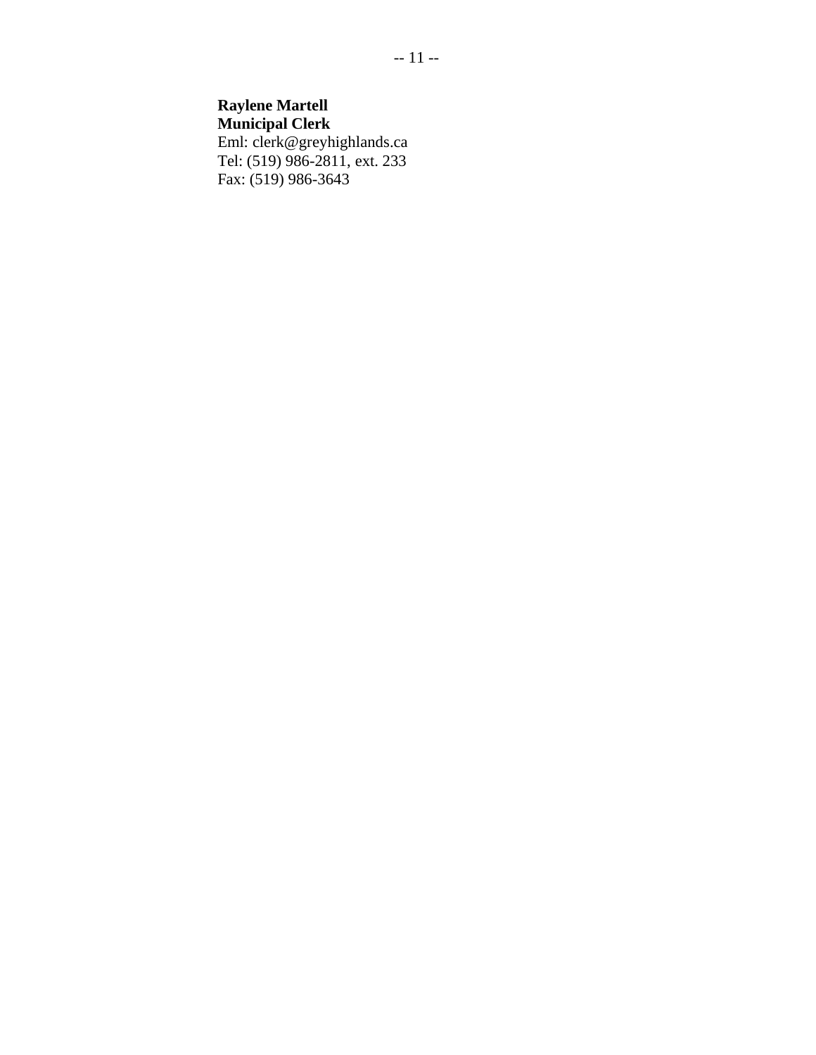**Raylene Martell**
**Municipal Clerk**
Eml: clerk@greyhighlands.ca
Tel: (519) 986-2811, ext. 233
Fax: (519) 986-3643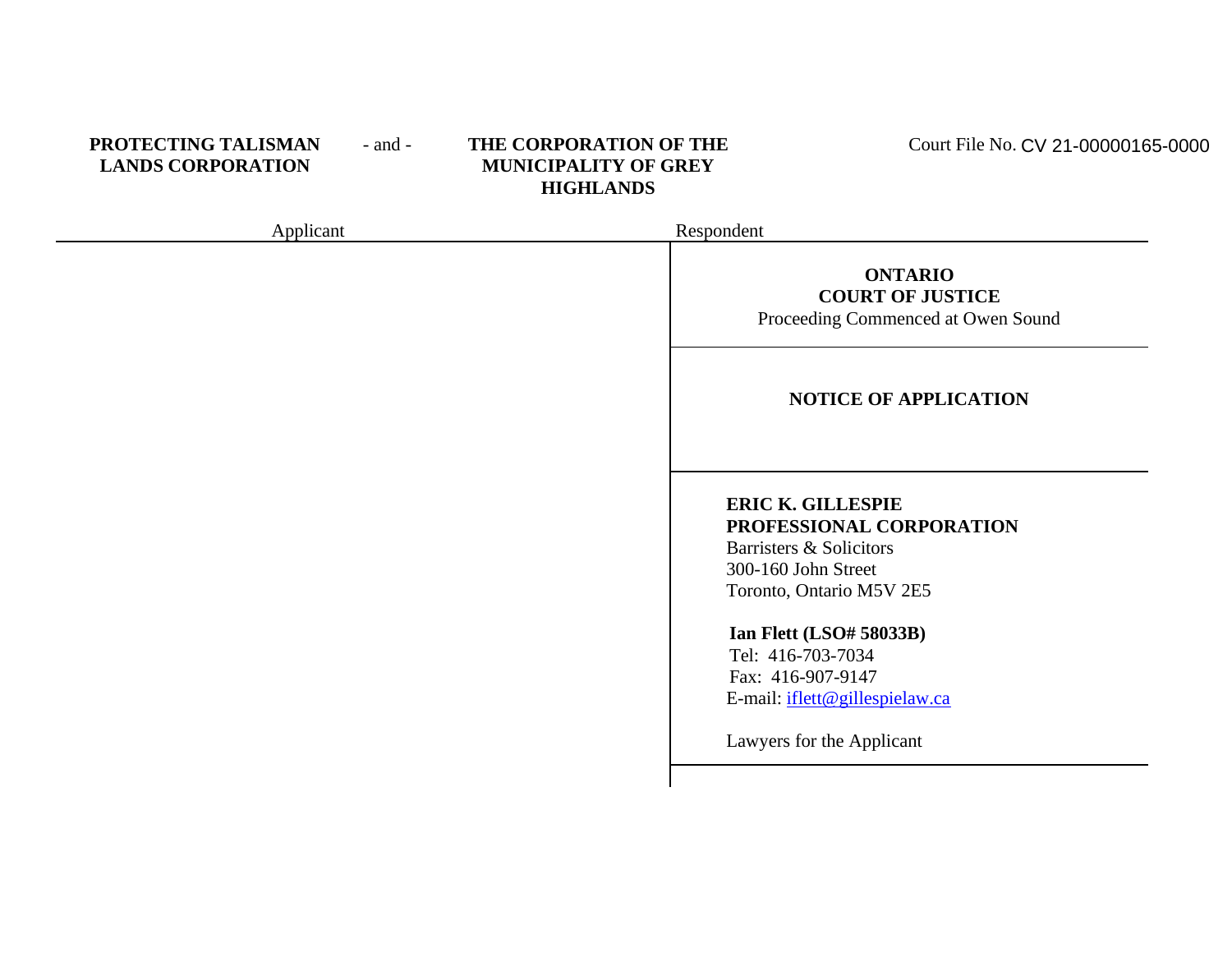**PROTECTING TALISMAN LANDS CORPORATION** - and - **THE CORPORATION OF THE MUNICIPALITY OF GREY HIGHLANDS**

Court File No. CV 21-00000165-0000

Applicant | Respondent

**ONTARIO**
**COURT OF JUSTICE**
Proceeding Commenced at Owen Sound

**NOTICE OF APPLICATION**

**ERIC K. GILLESPIE PROFESSIONAL CORPORATION**
Barristers & Solicitors
300-160 John Street
Toronto, Ontario M5V 2E5

**Ian Flett (LSO# 58033B)**
Tel: 416-703-7034
Fax: 416-907-9147
E-mail: iflett@gillespielaw.ca

Lawyers for the Applicant